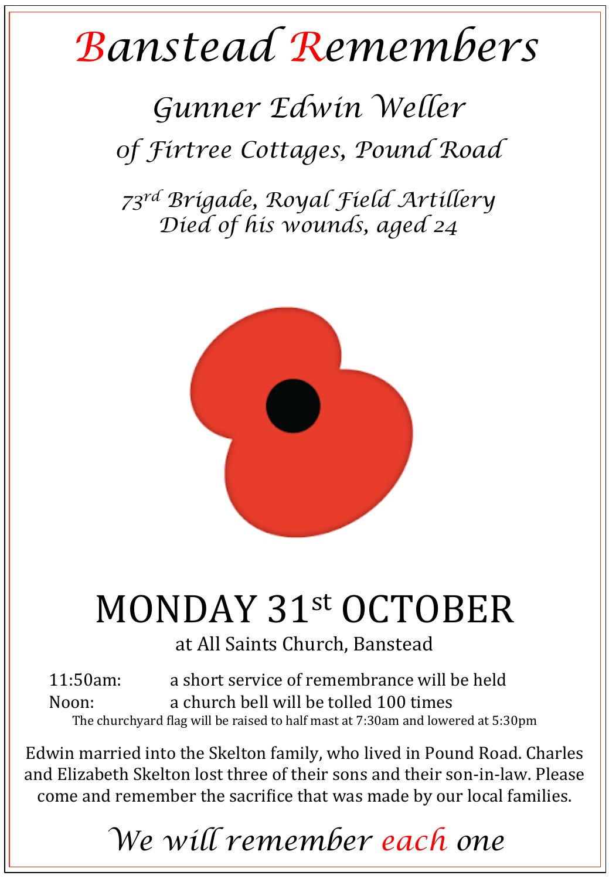# Banstead Remembers

## *Gunner Edwin Weller*

### *of Firtree Cottages, Pound Road*

*73rd Brigade, Royal Field Artillery*
*Died of his wounds, aged 24*

## MONDAY 31st OCTOBER

at All Saints Church, Banstead

11:50am: a short service of remembrance will be held
Noon: a church bell will be tolled 100 times

The churchyard flag will be raised to half mast at 7:30am and lowered at 5:30pm

Edwin married into the Skelton family, who lived in Pound Road. Charles and Elizabeth Skelton lost three of their sons and their son-in-law. Please come and remember the sacrifice that was made by our local families.

*We will remember each one*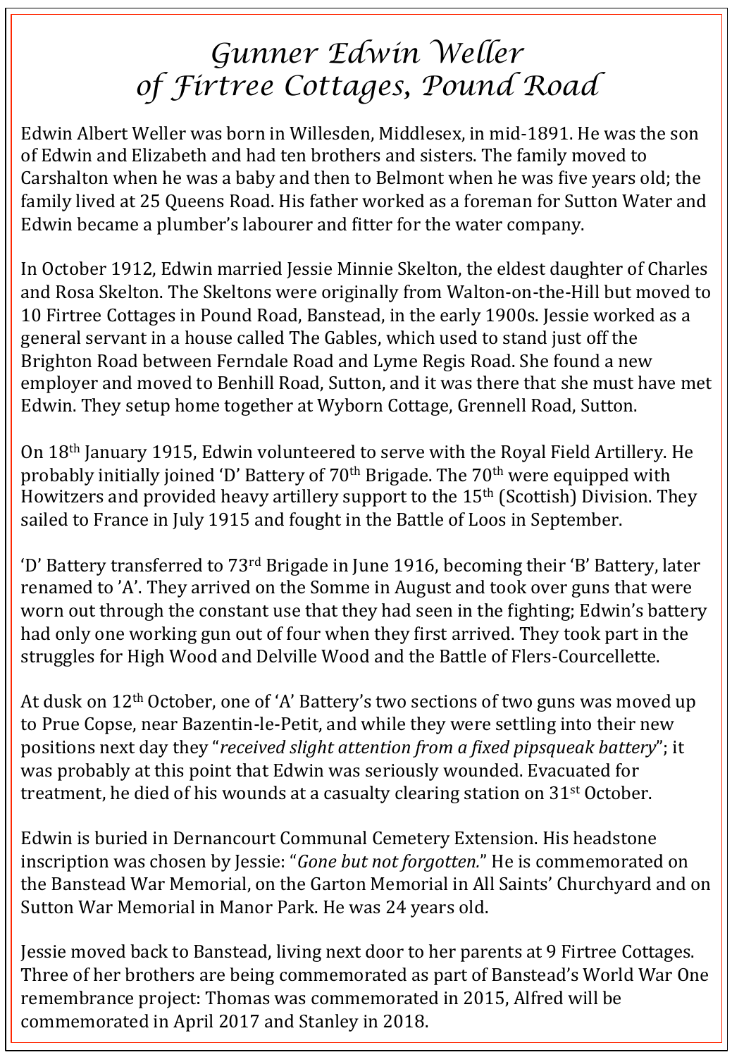# *Gunner Edwin Weller of Firtree Cottages, Pound Road*

Edwin Albert Weller was born in Willesden, Middlesex, in mid-1891. He was the son of Edwin and Elizabeth and had ten brothers and sisters. The family moved to Carshalton when he was a baby and then to Belmont when he was five years old; the family lived at 25 Queens Road. His father worked as a foreman for Sutton Water and Edwin became a plumber's labourer and fitter for the water company.

In October 1912, Edwin married Jessie Minnie Skelton, the eldest daughter of Charles and Rosa Skelton. The Skeltons were originally from Walton-on-the-Hill but moved to 10 Firtree Cottages in Pound Road, Banstead, in the early 1900s. Jessie worked as a general servant in a house called The Gables, which used to stand just off the Brighton Road between Ferndale Road and Lyme Regis Road. She found a new employer and moved to Benhill Road, Sutton, and it was there that she must have met Edwin. They setup home together at Wyborn Cottage, Grennell Road, Sutton.

On 18th January 1915, Edwin volunteered to serve with the Royal Field Artillery. He probably initially joined 'D' Battery of 70th Brigade. The 70th were equipped with Howitzers and provided heavy artillery support to the 15th (Scottish) Division. They sailed to France in July 1915 and fought in the Battle of Loos in September.

'D' Battery transferred to 73rd Brigade in June 1916, becoming their 'B' Battery, later renamed to 'A'. They arrived on the Somme in August and took over guns that were worn out through the constant use that they had seen in the fighting; Edwin's battery had only one working gun out of four when they first arrived. They took part in the struggles for High Wood and Delville Wood and the Battle of Flers-Courcellette.

At dusk on 12th October, one of 'A' Battery's two sections of two guns was moved up to Prue Copse, near Bazentin-le-Petit, and while they were settling into their new positions next day they "*received slight attention from a fixed pipsqueak battery*"; it was probably at this point that Edwin was seriously wounded. Evacuated for treatment, he died of his wounds at a casualty clearing station on 31st October.

Edwin is buried in Dernancourt Communal Cemetery Extension. His headstone inscription was chosen by Jessie: "*Gone but not forgotten.*" He is commemorated on the Banstead War Memorial, on the Garton Memorial in All Saints' Churchyard and on Sutton War Memorial in Manor Park. He was 24 years old.

Jessie moved back to Banstead, living next door to her parents at 9 Firtree Cottages. Three of her brothers are being commemorated as part of Banstead's World War One remembrance project: Thomas was commemorated in 2015, Alfred will be commemorated in April 2017 and Stanley in 2018.